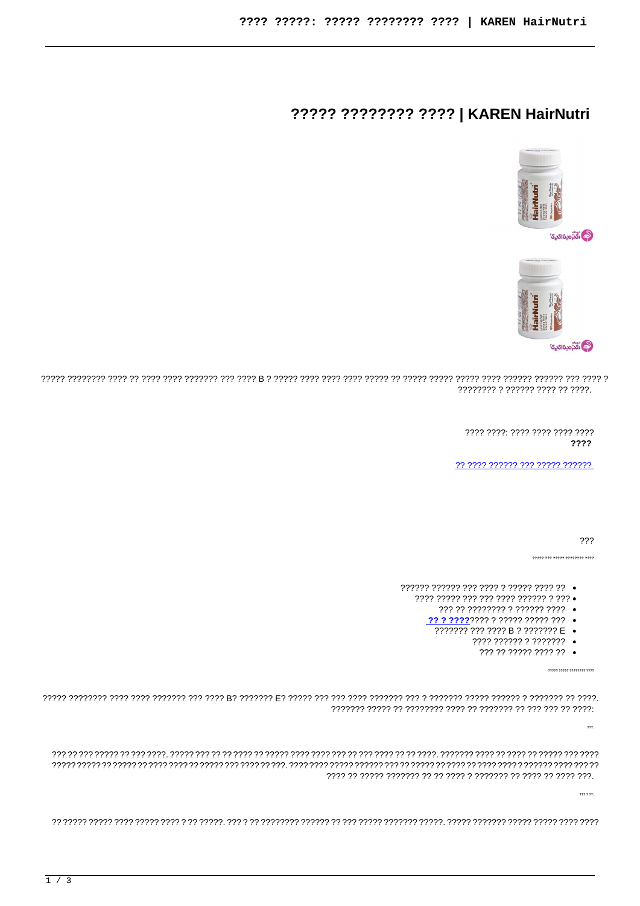# ????? ???????? ???? | KAREN HairNutri

????? ???????? ???? ?? ???? ???? ??????? ??? ???? B ? ????? ???? ???? ???? ????? ?? ????? ????? ????? ???? ?????? ?????? ??? ???? ? ???????? ? ?????? ???? ?? ????.

???? ????: ???? ???? ???? ????
????

[?? ???? ?????? ??? ????? ??????](#)

???

????? ??? ????? ???????? ????

- ?????? ?????? ??? ???? ? ????? ???? ??
- ???? ????? ??? ??? ???? ?????? ? ???
- ??? ?? ???????? ? ?????? ????
- [?? ? ????](#)???? ? ????? ????? ???
- ??????? ??? ???? B ? ??????? E
- ???? ?????? ? ???????
- ??? ?? ????? ???? ??

????? ????? ???????? ????

????? ???????? ???? ???? ??????? ??? ???? B? ??????? E? ????? ??? ??? ???? ??????? ??? ? ??????? ????? ?????? ? ??????? ?? ????. ??????? ????? ?? ???????? ???? ?? ??????? ?? ??? ??? ?? ????:

???:

??? ?? ??? ????? ?? ??? ????. ????? ??? ?? ?? ???? ?? ????? ???? ???? ??? ?? ??? ???? ?? ?? ????. ??????? ???? ?? ???? ?? ????? ??? ???? ????? ????? ?? ????? ?? ???? ???? ?? ????? ??? ???? ?? ???. ???? ???? ????? ?????? ??? ?? ????? ?? ???? ?? ???? ???? ? ?????? ???? ??? ?? ???? ?? ????? ??????? ?? ?? ???? ? ??????? ?? ???? ?? ???? ???.

??? ? ??:

?? ????? ????? ???? ????? ???? ? ?? ?????. ??? ? ?? ???????? ?????? ?? ??? ????? ??????? ?????. ????? ??????? ????? ????? ???? ????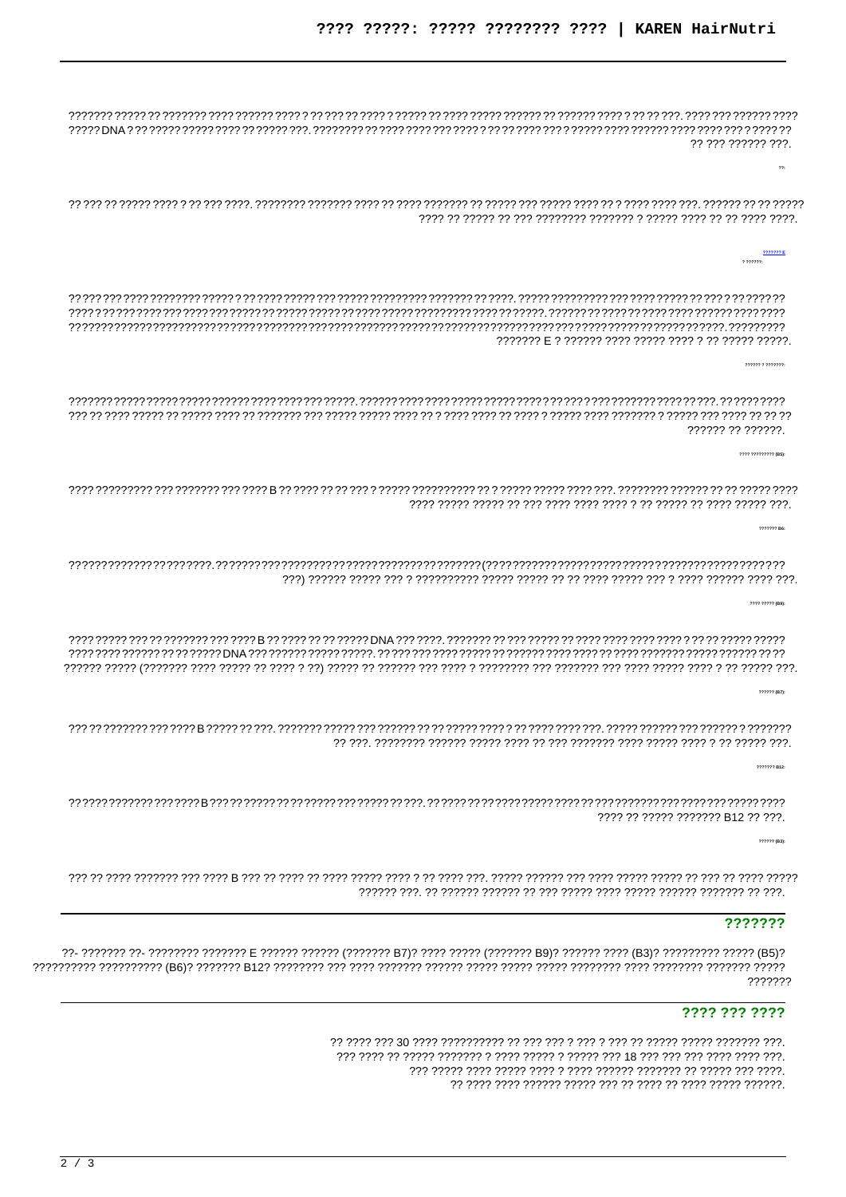??????? ????? ?? ??????? ???? ?????? ???? ? ?? ??? ?? ???? ? ????? ?? ???? ????? ?????? ?? ?????? ???? ? ?? ?? ???. ???? ??? ?????? ???? ????? DNA ? ?? ????? ????? ???? ?? ????? ???. ???????? ?? ???? ???? ??? ???? ? ?? ?? ???? ??? ? ????? ???? ?????? ???? ???? ??? ? ???? ?? ?? ??? ?????? ???.

??:

?? ??? ?? ????? ???? ? ?? ??? ????. ???????? ??????? ???? ?? ???? ??????? ?? ????? ??? ????? ???? ?? ? ???? ???? ???. ?????? ?? ?? ????? ???? ?? ????? ?? ??? ???????? ??????? ? ????? ???? ?? ?? ???? ????.

??????? E

? ??????:

?? ??? ??? ???? ???????? ????? ? ?? ???? ????? ??? ????? ????????? ??????? ?? ????. ????? ????????? ??? ???? ????? ?? ??? ? ?? ????? ?? ???? ? ?? ?? ????? ??? ???? ??? ???? ????? ?? ????? ????? ?? ????? ????? ????????? ???? ???????. ?????? ?? ???? ?? ???? ???? ?????? ???? ???? ??????????????????????????????????????????????????????????????????????????????????????????????????????????????????????????????????????????. ????????? ??????? E ? ?????? ???? ????? ???? ? ?? ????? ?????.

?????? ? ???????:

??????? ????? ????? ????? ?????? ???? ???? ??? ?????. ?????? ???? ???? ????? ????? ???? ?? ???? ??? ??????? ????? ?? ???. ?????? ???? ??? ?? ???? ????? ?? ????? ???? ?? ??????? ??? ????? ????? ???? ?? ? ???? ???? ?? ???? ? ????? ???? ??????? ? ????? ??? ???? ?? ?? ?? ?????? ?? ??????.

???? ????????? (B5):

???? ????????? ??? ??????? ??? ???? B ?? ???? ?? ?? ??? ? ????? ????????? ?? ? ????? ????? ???? ???. ???????? ?????? ?? ?? ????? ???? ???? ????? ????? ?? ??? ???? ???? ???? ? ?? ????? ?? ???? ????? ???.

??????? B6:

????????????? ????????. ????????????????????????????????????????????????(??????????????????????????????????????????????????? ???) ?????? ????? ??? ? ?????????? ????? ????? ?? ?? ???? ????? ??? ? ???? ?????? ???? ???.

???? ????? (B9):

???? ????? ??? ?? ??????? ??? ???? B ?? ???? ?? ?? ????? DNA ??? ????. ??????? ?? ??? ????? ?? ???? ???? ???? ???? ? ?? ?? ????? ????? ???? ???? ?????? ?? ?? ????? DNA ??? ?????? ????? ?????. ?? ?? ?? ???? ????? ?? ?????? ???? ?? ???? ??????? ????? ?????? ?? ?? ?????? ????? (??????? ???? ????? ?? ???? ? ??) ????? ?? ?????? ??? ???? ? ???????? ??? ??????? ??? ???? ????? ???? ? ?? ????? ???.

?????? (B7):

??? ?? ??????? ??? ???? B ????? ?? ???. ??????? ????? ??? ?????? ?? ?? ????? ???? ? ?? ???? ???? ???. ????? ?????? ??? ?????? ? ??????? ?? ???. ???????? ?????? ????? ???? ?? ??? ??????? ???? ????? ???? ? ?? ????? ???.

??????? B12:

?? ????? ??????? ??? ???? B ??? ?? ????? ?? ?? ????? ??? ????? ?? ???. ?? ???? ?? ?? ???? ????? ???? ?? ?? ??????? ??? ??????? ????? ???? ???? ?? ????? ??????? B12 ?? ???.

?????? (B3):

??? ?? ???? ??????? ??? ???? B ??? ?? ???? ?? ???? ????? ???? ? ?? ???? ???. ????? ?????? ??? ???? ????? ????? ?? ??? ?? ???? ????? ?????? ???. ?? ?????? ?????? ?? ??? ????? ???? ????? ?????? ??????? ?? ???.

## ???????

??- ??????? ??- ???????? ??????? E ?????? ?????? (??????? B7)? ???? ????? (??????? B9)? ?????? ???? (B3)? ????????? ????? (B5)? ?????????? ?????????? (B6)? ??????? B12? ???????? ??? ???? ??????? ?????? ????? ????? ????? ???????? ???? ???????? ??????? ????? ???????

## ???? ??? ????

?? ???? ??? 30 ???? ?????????? ?? ??? ??? ? ??? ? ??? ?? ????? ????? ??????? ???.
??? ???? ?? ????? ??????? ? ???? ????? ? ????? ??? 18 ??? ??? ??? ???? ???? ???.
??? ????? ???? ????? ???? ? ???? ?????? ??????? ?? ????? ??? ????.
?? ???? ???? ?????? ????? ??? ?? ???? ?? ???? ????? ??????.